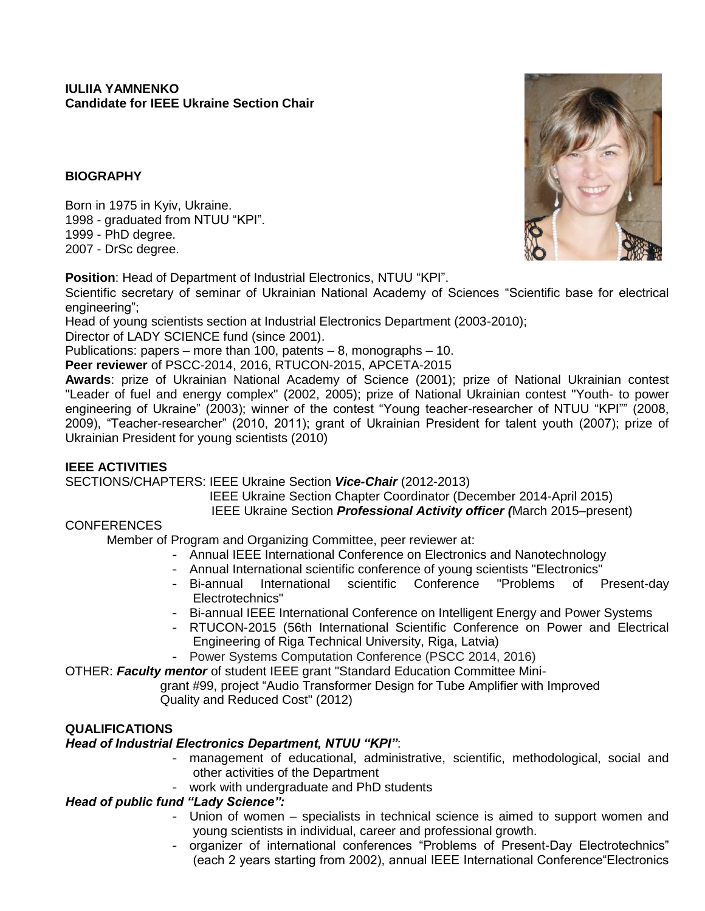**IULIIA YAMNENKO**
**Candidate for IEEE Ukraine Section Chair**

## BIOGRAPHY

Born in 1975 in Kyiv, Ukraine.
1998 - graduated from NTUU "KPI".
1999 - PhD degree.
2007 - DrSc degree.

**Position**: Head of Department of Industrial Electronics, NTUU "KPI".
Scientific secretary of seminar of Ukrainian National Academy of Sciences "Scientific base for electrical engineering";
Head of young scientists section at Industrial Electronics Department (2003-2010);
Director of LADY SCIENCE fund (since 2001).
Publications: papers – more than 100, patents – 8, monographs – 10.
**Peer reviewer** of PSCC-2014, 2016, RTUCON-2015, APCETA-2015
**Awards**: prize of Ukrainian National Academy of Science (2001); prize of National Ukrainian contest "Leader of fuel and energy complex" (2002, 2005); prize of National Ukrainian contest "Youth- to power engineering of Ukraine" (2003); winner of the contest "Young teacher-researcher of NTUU "KPI"" (2008, 2009), "Teacher-researcher" (2010, 2011); grant of Ukrainian President for talent youth (2007); prize of Ukrainian President for young scientists (2010)

## IEEE ACTIVITIES

SECTIONS/CHAPTERS: IEEE Ukraine Section ***Vice-Chair*** (2012-2013)
IEEE Ukraine Section Chapter Coordinator (December 2014-April 2015)
IEEE Ukraine Section ***Professional Activity officer (***March 2015–present)

CONFERENCES

Member of Program and Organizing Committee, peer reviewer at:

- Annual IEEE International Conference on Electronics and Nanotechnology
- Annual International scientific conference of young scientists "Electronics"
- Bi-annual International scientific Conference "Problems of Present-day Electrotechnics"
- Bi-annual IEEE International Conference on Intelligent Energy and Power Systems
- RTUCON-2015 (56th International Scientific Conference on Power and Electrical Engineering of Riga Technical University, Riga, Latvia)
- Power Systems Computation Conference (PSCC 2014, 2016)

OTHER: ***Faculty mentor*** of student IEEE grant "Standard Education Committee Mini-grant #99, project "Audio Transformer Design for Tube Amplifier with Improved Quality and Reduced Cost" (2012)

## QUALIFICATIONS

***Head of Industrial Electronics Department, NTUU "KPI"***:

- management of educational, administrative, scientific, methodological, social and other activities of the Department
- work with undergraduate and PhD students

***Head of public fund "Lady Science":***

- Union of women – specialists in technical science is aimed to support women and young scientists in individual, career and professional growth.
- organizer of international conferences "Problems of Present-Day Electrotechnics" (each 2 years starting from 2002), annual IEEE International Conference"Electronics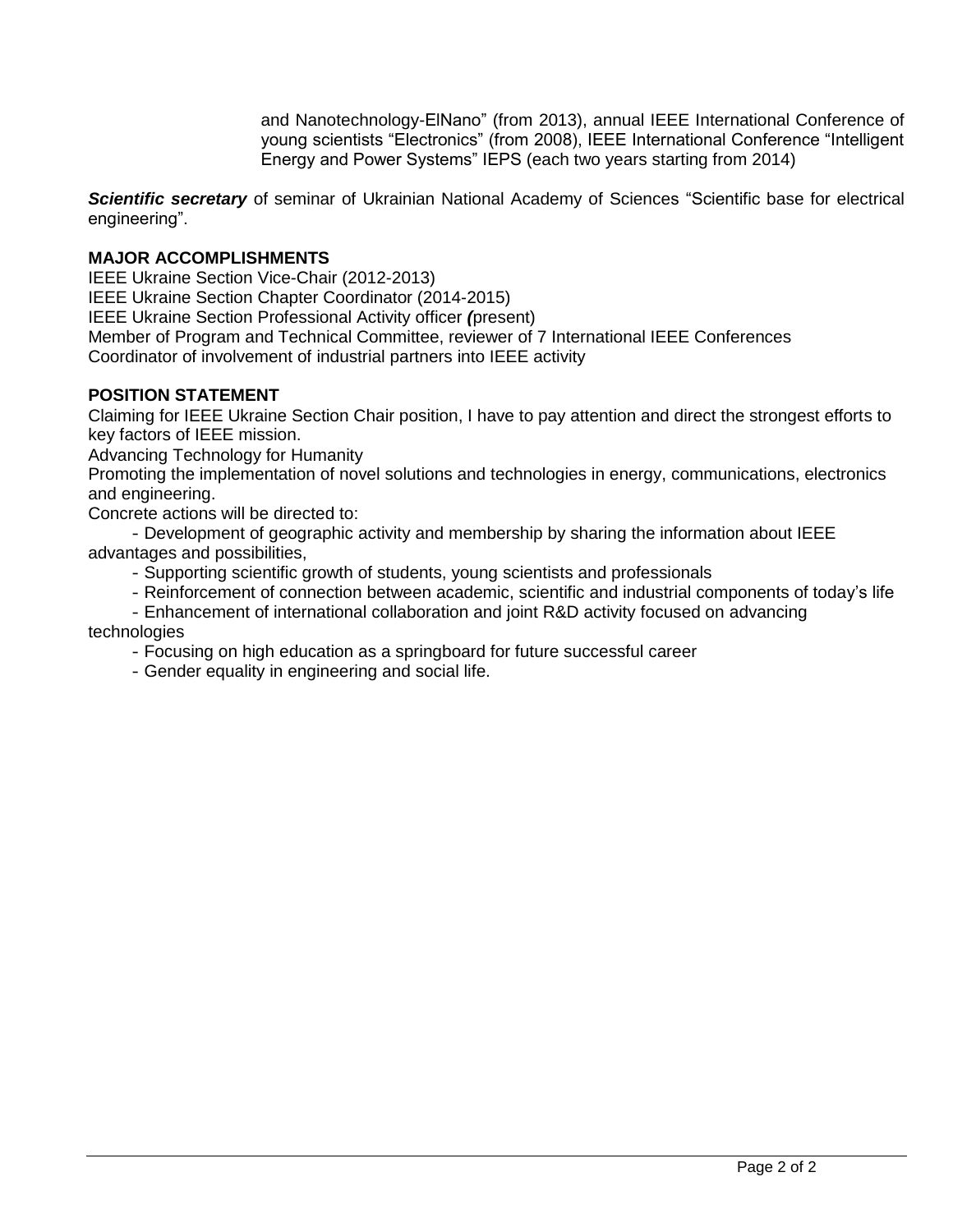and Nanotechnology-ElNano" (from 2013), annual IEEE International Conference of young scientists "Electronics" (from 2008), IEEE International Conference "Intelligent Energy and Power Systems" IEPS (each two years starting from 2014)

***Scientific secretary*** of seminar of Ukrainian National Academy of Sciences "Scientific base for electrical engineering".

**MAJOR ACCOMPLISHMENTS**

IEEE Ukraine Section Vice-Chair (2012-2013)
IEEE Ukraine Section Chapter Coordinator (2014-2015)
IEEE Ukraine Section Professional Activity officer ***(***present)
Member of Program and Technical Committee, reviewer of 7 International IEEE Conferences
Coordinator of involvement of industrial partners into IEEE activity

**POSITION STATEMENT**

Claiming for IEEE Ukraine Section Chair position, I have to pay attention and direct the strongest efforts to key factors of IEEE mission.

Advancing Technology for Humanity

Promoting the implementation of novel solutions and technologies in energy, communications, electronics and engineering.

Concrete actions will be directed to:

- Development of geographic activity and membership by sharing the information about IEEE advantages and possibilities,
- Supporting scientific growth of students, young scientists and professionals
- Reinforcement of connection between academic, scientific and industrial components of today's life
- Enhancement of international collaboration and joint R&D activity focused on advancing technologies
- Focusing on high education as a springboard for future successful career
- Gender equality in engineering and social life.